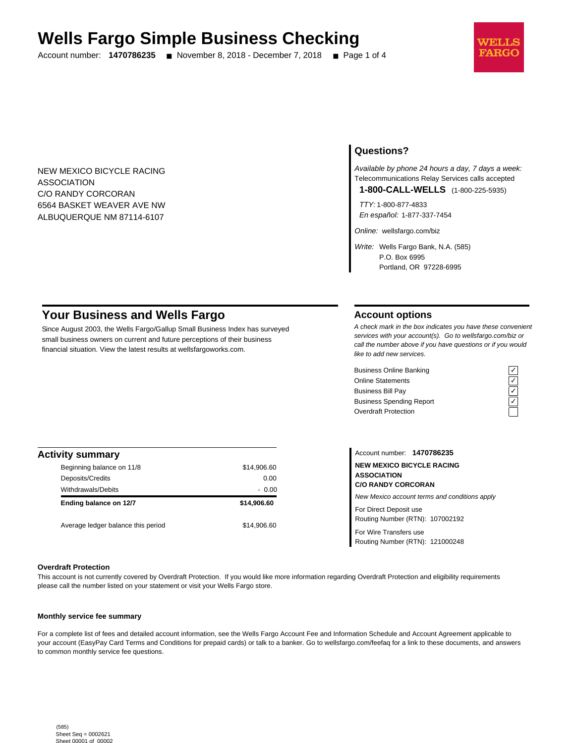# Wells Fargo Simple Business Checking

Account number: **1470786235** ■ November 8, 2018 - December 7, 2018

NEW MEXICO BICYCLE RACING
ASSOCIATION
C/O RANDY CORCORAN
6564 BASKET WEAVER AVE NW
ALBUQUERQUE NM 87114-6107

## Questions?

*Available by phone 24 hours a day, 7 days a week:*
Telecommunications Relay Services calls accepted

**1-800-CALL-WELLS** (1-800-225-5935)

*TTY:* 1-800-877-4833
*En español:* 1-877-337-7454

*Online:* wellsfargo.com/biz

*Write:* Wells Fargo Bank, N.A. (585)
P.O. Box 6995
Portland, OR 97228-6995

## Your Business and Wells Fargo

Since August 2003, the Wells Fargo/Gallup Small Business Index has surveyed small business owners on current and future perceptions of their business financial situation. View the latest results at wellsfargoworks.com.

## Account options

*A check mark in the box indicates you have these convenient services with your account(s). Go to wellsfargo.com/biz or call the number above if you have questions or if you would like to add new services.*

| Service | |
|---|---|
| Business Online Banking | ✓ |
| Online Statements | ✓ |
| Business Bill Pay | ✓ |
| Business Spending Report | ✓ |
| Overdraft Protection | |

## Activity summary

| | |
|---|---|
| Beginning balance on 11/8 | $14,906.60 |
| Deposits/Credits | 0.00 |
| Withdrawals/Debits | - 0.00 |
| **Ending balance on 12/7** | **$14,906.60** |
| Average ledger balance this period | $14,906.60 |

Account number: **1470786235**

**NEW MEXICO BICYCLE RACING ASSOCIATION**
**C/O RANDY CORCORAN**

*New Mexico account terms and conditions apply*

For Direct Deposit use
Routing Number (RTN): 107002192

For Wire Transfers use
Routing Number (RTN): 121000248

**Overdraft Protection**

This account is not currently covered by Overdraft Protection. If you would like more information regarding Overdraft Protection and eligibility requirements please call the number listed on your statement or visit your Wells Fargo store.

**Monthly service fee summary**

For a complete list of fees and detailed account information, see the Wells Fargo Account Fee and Information Schedule and Account Agreement applicable to your account (EasyPay Card Terms and Conditions for prepaid cards) or talk to a banker. Go to wellsfargo.com/feefaq for a link to these documents, and answers to common monthly service fee questions.

(585)
Sheet Seq = 0002621
Sheet 00001 of 00002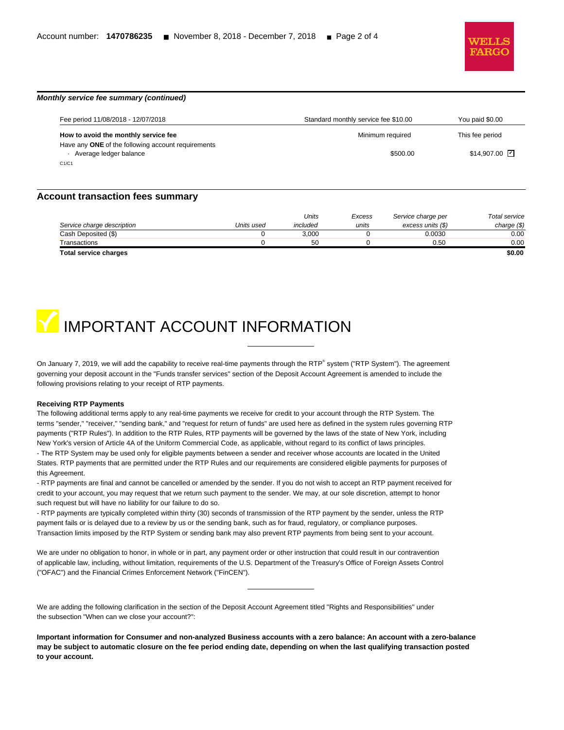**Monthly service fee summary (continued)**

| Fee period 11/08/2018 - 12/07/2018 | Standard monthly service fee $10.00 | You paid $0.00 |
|---|---|---|
| **How to avoid the monthly service fee** | Minimum required | This fee period |
| Have any **ONE** of the following account requirements | | |
| · Average ledger balance | $500.00 | $14,907.00 ☑ |

C1/C1

## Account transaction fees summary

| *Service charge description* | *Units used* | *Units included* | *Excess units* | *Service charge per excess units ($)* | *Total service charge ($)* |
|---|---|---|---|---|---|
| Cash Deposited ($) | 0 | 3,000 | 0 | 0.0030 | 0.00 |
| Transactions | 0 | 50 | 0 | 0.50 | 0.00 |
| **Total service charges** | | | | | **$0.00** |

# IMPORTANT ACCOUNT INFORMATION

On January 7, 2019, we will add the capability to receive real-time payments through the RTP® system ("RTP System"). The agreement governing your deposit account in the "Funds transfer services" section of the Deposit Account Agreement is amended to include the following provisions relating to your receipt of RTP payments.

**Receiving RTP Payments**

The following additional terms apply to any real-time payments we receive for credit to your account through the RTP System. The terms "sender," "receiver," "sending bank," and "request for return of funds" are used here as defined in the system rules governing RTP payments ("RTP Rules"). In addition to the RTP Rules, RTP payments will be governed by the laws of the state of New York, including New York's version of Article 4A of the Uniform Commercial Code, as applicable, without regard to its conflict of laws principles.

- The RTP System may be used only for eligible payments between a sender and receiver whose accounts are located in the United States. RTP payments that are permitted under the RTP Rules and our requirements are considered eligible payments for purposes of this Agreement.
- RTP payments are final and cannot be cancelled or amended by the sender. If you do not wish to accept an RTP payment received for credit to your account, you may request that we return such payment to the sender. We may, at our sole discretion, attempt to honor such request but will have no liability for our failure to do so.
- RTP payments are typically completed within thirty (30) seconds of transmission of the RTP payment by the sender, unless the RTP payment fails or is delayed due to a review by us or the sending bank, such as for fraud, regulatory, or compliance purposes. Transaction limits imposed by the RTP System or sending bank may also prevent RTP payments from being sent to your account.

We are under no obligation to honor, in whole or in part, any payment order or other instruction that could result in our contravention of applicable law, including, without limitation, requirements of the U.S. Department of the Treasury's Office of Foreign Assets Control ("OFAC") and the Financial Crimes Enforcement Network ("FinCEN").

---

We are adding the following clarification in the section of the Deposit Account Agreement titled "Rights and Responsibilities" under the subsection "When can we close your account?":

**Important information for Consumer and non-analyzed Business accounts with a zero balance: An account with a zero-balance may be subject to automatic closure on the fee period ending date, depending on when the last qualifying transaction posted to your account.**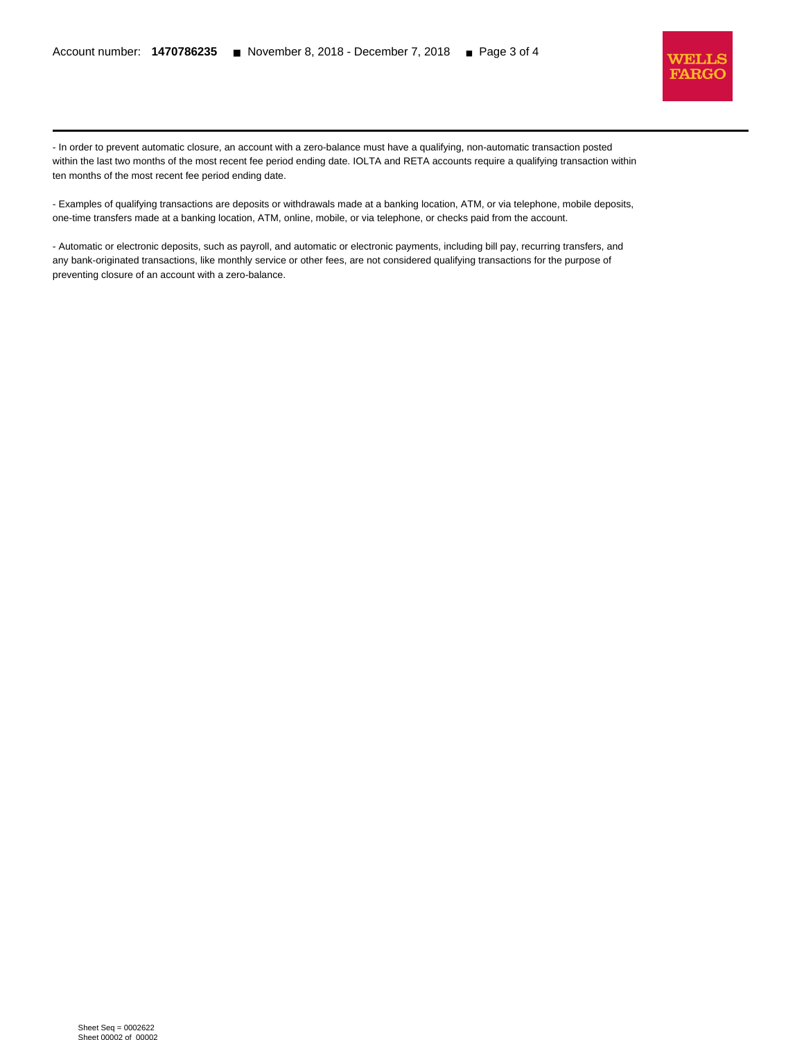- In order to prevent automatic closure, an account with a zero-balance must have a qualifying, non-automatic transaction posted within the last two months of the most recent fee period ending date. IOLTA and RETA accounts require a qualifying transaction within ten months of the most recent fee period ending date.

- Examples of qualifying transactions are deposits or withdrawals made at a banking location, ATM, or via telephone, mobile deposits, one-time transfers made at a banking location, ATM, online, mobile, or via telephone, or checks paid from the account.

- Automatic or electronic deposits, such as payroll, and automatic or electronic payments, including bill pay, recurring transfers, and any bank-originated transactions, like monthly service or other fees, are not considered qualifying transactions for the purpose of preventing closure of an account with a zero-balance.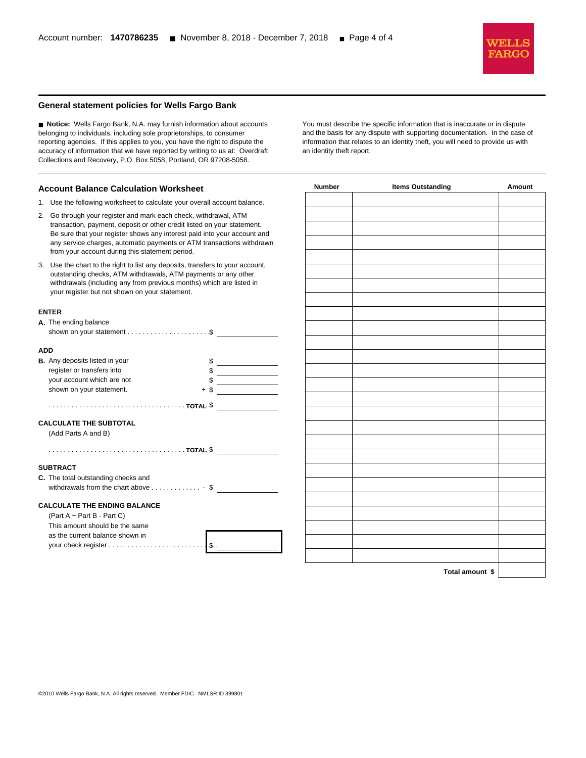## General statement policies for Wells Fargo Bank

■ **Notice:** Wells Fargo Bank, N.A. may furnish information about accounts belonging to individuals, including sole proprietorships, to consumer reporting agencies. If this applies to you, you have the right to dispute the accuracy of information that we have reported by writing to us at: Overdraft Collections and Recovery, P.O. Box 5058, Portland, OR 97208-5058.

You must describe the specific information that is inaccurate or in dispute and the basis for any dispute with supporting documentation. In the case of information that relates to an identity theft, you will need to provide us with an identity theft report.

### Account Balance Calculation Worksheet

1. Use the following worksheet to calculate your overall account balance.
2. Go through your register and mark each check, withdrawal, ATM transaction, payment, deposit or other credit listed on your statement. Be sure that your register shows any interest paid into your account and any service charges, automatic payments or ATM transactions withdrawn from your account during this statement period.
3. Use the chart to the right to list any deposits, transfers to your account, outstanding checks, ATM withdrawals, ATM payments or any other withdrawals (including any from previous months) which are listed in your register but not shown on your statement.

**ENTER**

**A.** The ending balance shown on your statement . . . . . . . . . . . . . . . . . . . . $ \_\_\_\_\_\_\_\_\_\_

**ADD**

**B.** Any deposits listed in your register or transfers into your account which are not shown on your statement.

$ \_\_\_\_\_\_\_\_\_\_
$ \_\_\_\_\_\_\_\_\_\_
$ \_\_\_\_\_\_\_\_\_\_
\+ $ \_\_\_\_\_\_\_\_\_\_

. . . . . . . . . . . . . . . . . . . . . . . . . . . . . . . . . . . **TOTAL** $ \_\_\_\_\_\_\_\_\_\_

**CALCULATE THE SUBTOTAL**

(Add Parts A and B)

. . . . . . . . . . . . . . . . . . . . . . . . . . . . . . . . . . . **TOTAL** $ \_\_\_\_\_\_\_\_\_\_

**SUBTRACT**

**C.** The total outstanding checks and withdrawals from the chart above . . . . . . . . . . . . . - $ \_\_\_\_\_\_\_\_\_\_

**CALCULATE THE ENDING BALANCE**

(Part A + Part B - Part C)
This amount should be the same as the current balance shown in your check register . . . . . . . . . . . . . . . . . . . . . . . . . $ \_\_\_\_\_\_\_\_\_\_

| Number | Items Outstanding | Amount |
|---|---|---|
| | | |
| | | |
| | | |
| | | |
| | | |
| | | |
| | | |
| | | |
| | | |
| | | |
| | | |
| | | |
| | | |
| | | |
| | | |
| | | |
| | | |
| | | |
| | | |
| | | |
| | | |
| | | |
| | | |
| | | |
| | | |
| | | |
| | **Total amount $** | |

©2010 Wells Fargo Bank, N.A. All rights reserved. Member FDIC. NMLSR ID 399801